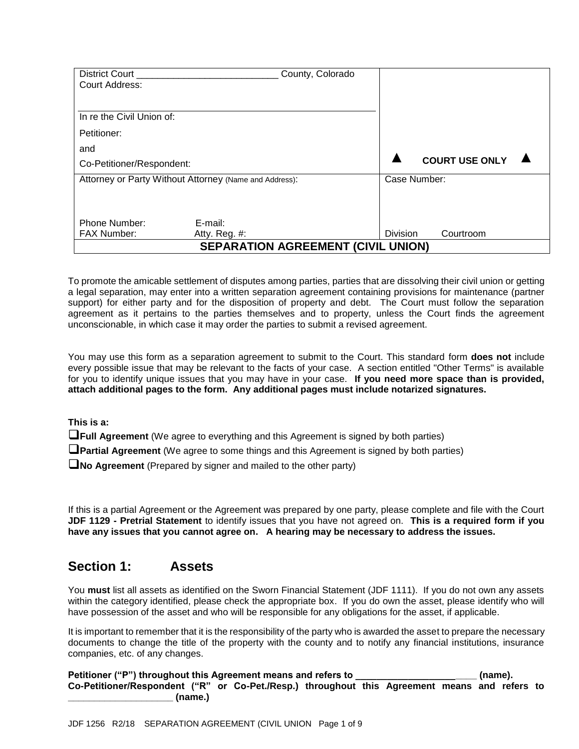| District Court ___________________________ County, Colorado<br>Court Address:<br><br>In re the Civil Union of:<br>Petitioner:<br>and<br>Co-Petitioner/Respondent: | ▲ COURT USE ONLY ▲ |
|---|---|
| Attorney or Party Without Attorney (Name and Address):<br><br>Phone Number: E-mail:<br>FAX Number: Atty. Reg. #: | Case Number:<br><br>Division Courtroom |
| **SEPARATION AGREEMENT (CIVIL UNION)** | |

To promote the amicable settlement of disputes among parties, parties that are dissolving their civil union or getting a legal separation, may enter into a written separation agreement containing provisions for maintenance (partner support) for either party and for the disposition of property and debt. The Court must follow the separation agreement as it pertains to the parties themselves and to property, unless the Court finds the agreement unconscionable, in which case it may order the parties to submit a revised agreement.

You may use this form as a separation agreement to submit to the Court. This standard form **does not** include every possible issue that may be relevant to the facts of your case. A section entitled "Other Terms" is available for you to identify unique issues that you may have in your case. **If you need more space than is provided, attach additional pages to the form. Any additional pages must include notarized signatures.**

**This is a:**

- ❑ **Full Agreement** (We agree to everything and this Agreement is signed by both parties)
- ❑ **Partial Agreement** (We agree to some things and this Agreement is signed by both parties)
- ❑ **No Agreement** (Prepared by signer and mailed to the other party)

If this is a partial Agreement or the Agreement was prepared by one party, please complete and file with the Court **JDF 1129 - Pretrial Statement** to identify issues that you have not agreed on. **This is a required form if you have any issues that you cannot agree on. A hearing may be necessary to address the issues.**

## Section 1: Assets

You **must** list all assets as identified on the Sworn Financial Statement (JDF 1111). If you do not own any assets within the category identified, please check the appropriate box. If you do own the asset, please identify who will have possession of the asset and who will be responsible for any obligations for the asset, if applicable.

It is important to remember that it is the responsibility of the party who is awarded the asset to prepare the necessary documents to change the title of the property with the county and to notify any financial institutions, insurance companies, etc. of any changes.

**Petitioner ("P") throughout this Agreement means and refers to _______________________ (name).**
**Co-Petitioner/Respondent ("R" or Co-Pet./Resp.) throughout this Agreement means and refers to ____________________ (name.)**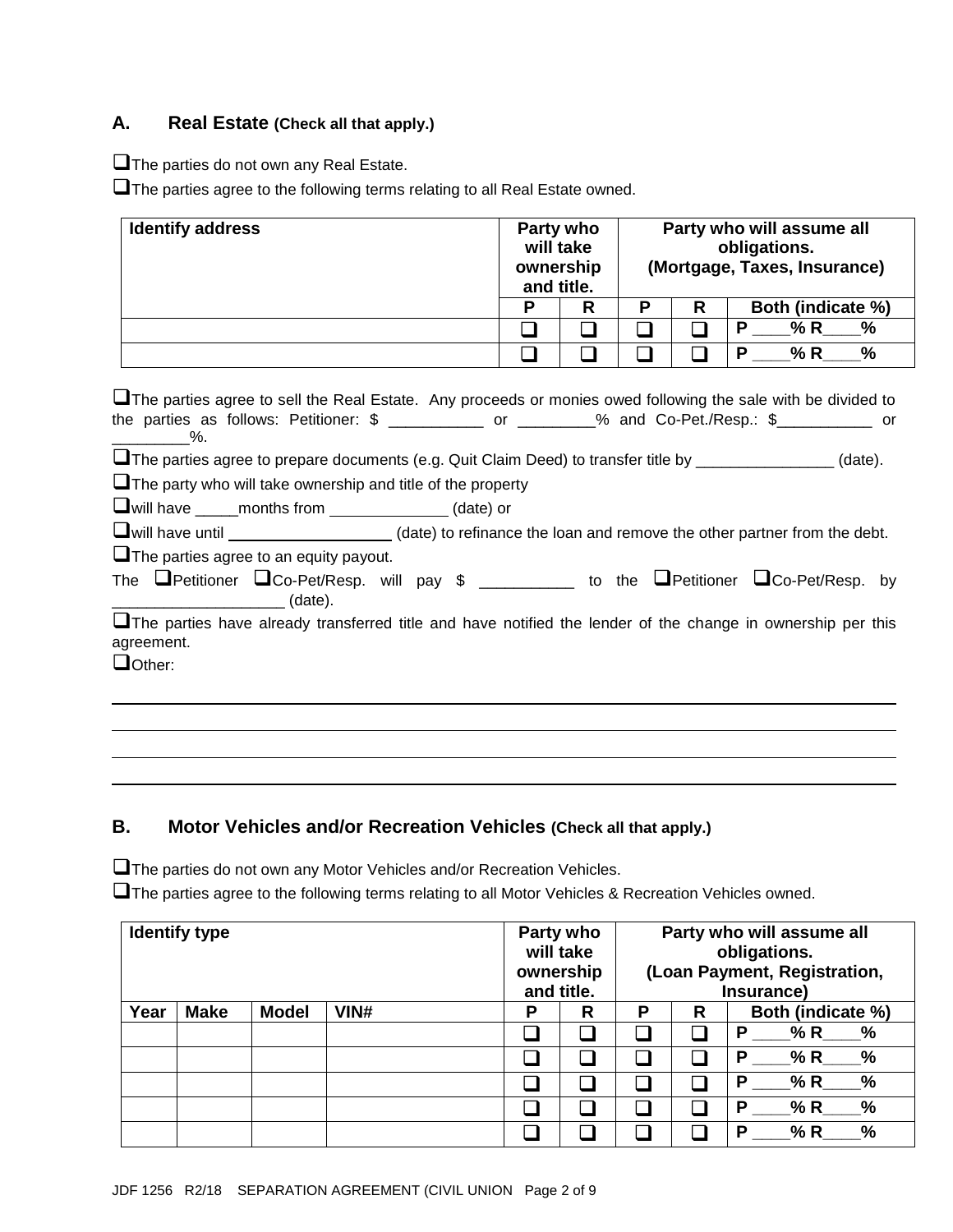## A. Real Estate (Check all that apply.)

❑The parties do not own any Real Estate.

❑The parties agree to the following terms relating to all Real Estate owned.

| Identify address | Party who will take ownership and title. | | Party who will assume all obligations. (Mortgage, Taxes, Insurance) | | |
|---|---|---|---|---|---|
| | P | R | P | R | Both (indicate %) |
| | ❑ | ❑ | ❑ | ❑ | P ____% R____% |
| | ❑ | ❑ | ❑ | ❑ | P ____% R____% |

❑The parties agree to sell the Real Estate. Any proceeds or monies owed following the sale with be divided to the parties as follows: Petitioner: $ ___________ or _________% and Co-Pet./Resp.: $___________ or _________%.

❑The parties agree to prepare documents (e.g. Quit Claim Deed) to transfer title by ________________ (date).

❑The party who will take ownership and title of the property

❑will have _____months from _____________ (date) or

❑will have until __________________ (date) to refinance the loan and remove the other partner from the debt.

❑The parties agree to an equity payout.

The ❑Petitioner ❑Co-Pet/Resp. will pay $ ___________ to the ❑Petitioner ❑Co-Pet/Resp. by ____________________ (date).

❑The parties have already transferred title and have notified the lender of the change in ownership per this agreement.

❑Other:

______________________________________________________________________________

______________________________________________________________________________

______________________________________________________________________________

______________________________________________________________________________

## B. Motor Vehicles and/or Recreation Vehicles (Check all that apply.)

❑The parties do not own any Motor Vehicles and/or Recreation Vehicles.

❑The parties agree to the following terms relating to all Motor Vehicles & Recreation Vehicles owned.

| Identify type | | | | Party who will take ownership and title. | | Party who will assume all obligations. (Loan Payment, Registration, Insurance) | | |
|---|---|---|---|---|---|---|---|---|
| Year | Make | Model | VIN# | P | R | P | R | Both (indicate %) |
| | | | | ❑ | ❑ | ❑ | ❑ | P ____% R____% |
| | | | | ❑ | ❑ | ❑ | ❑ | P ____% R____% |
| | | | | ❑ | ❑ | ❑ | ❑ | P ____% R____% |
| | | | | ❑ | ❑ | ❑ | ❑ | P ____% R____% |
| | | | | ❑ | ❑ | ❑ | ❑ | P ____% R____% |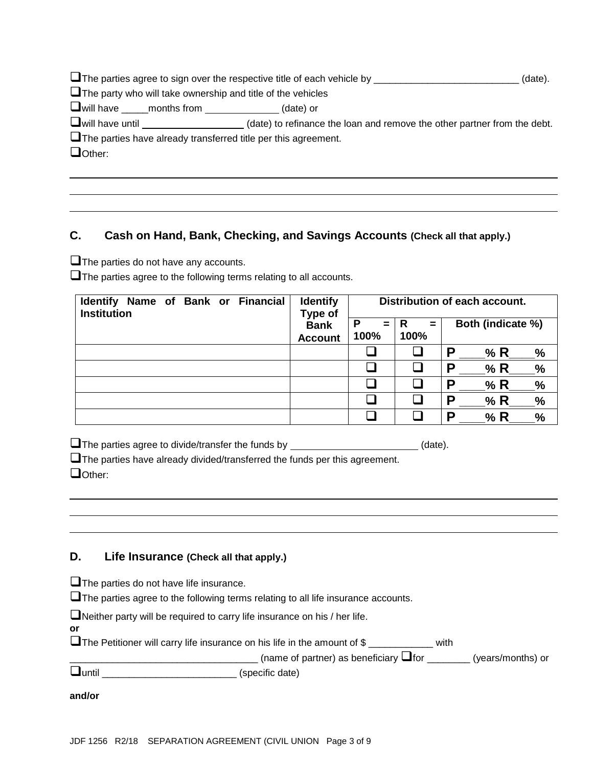❑The parties agree to sign over the respective title of each vehicle by ___________________________ (date).

❑The party who will take ownership and title of the vehicles

❑will have _____months from _____________ (date) or

❑will have until __________________ (date) to refinance the loan and remove the other partner from the debt.

❑The parties have already transferred title per this agreement.

❑Other:

___________________________________________________________________________

___________________________________________________________________________

___________________________________________________________________________

## C. Cash on Hand, Bank, Checking, and Savings Accounts (Check all that apply.)

❑The parties do not have any accounts.

❑The parties agree to the following terms relating to all accounts.

| Identify Name of Bank or Financial Institution | Identify Type of Bank Account | Distribution of each account. | | |
|---|---|---|---|---|
| | | P = 100% | R = 100% | Both (indicate %) |
| | | ❑ | ❑ | P ____% R____% |
| | | ❑ | ❑ | P ____% R____% |
| | | ❑ | ❑ | P ____% R____% |
| | | ❑ | ❑ | P ____% R____% |
| | | ❑ | ❑ | P ____% R____% |

❑The parties agree to divide/transfer the funds by _______________________ (date).

❑The parties have already divided/transferred the funds per this agreement.

❑Other:

___________________________________________________________________________

___________________________________________________________________________

___________________________________________________________________________

## D. Life Insurance (Check all that apply.)

❑The parties do not have life insurance.

❑The parties agree to the following terms relating to all life insurance accounts.

❑Neither party will be required to carry life insurance on his / her life.

**or**

❑The Petitioner will carry life insurance on his life in the amount of $ ____________ with ___________________________________ (name of partner) as beneficiary ❑for ________ (years/months) or ❑until ________________________ (specific date)

**and/or**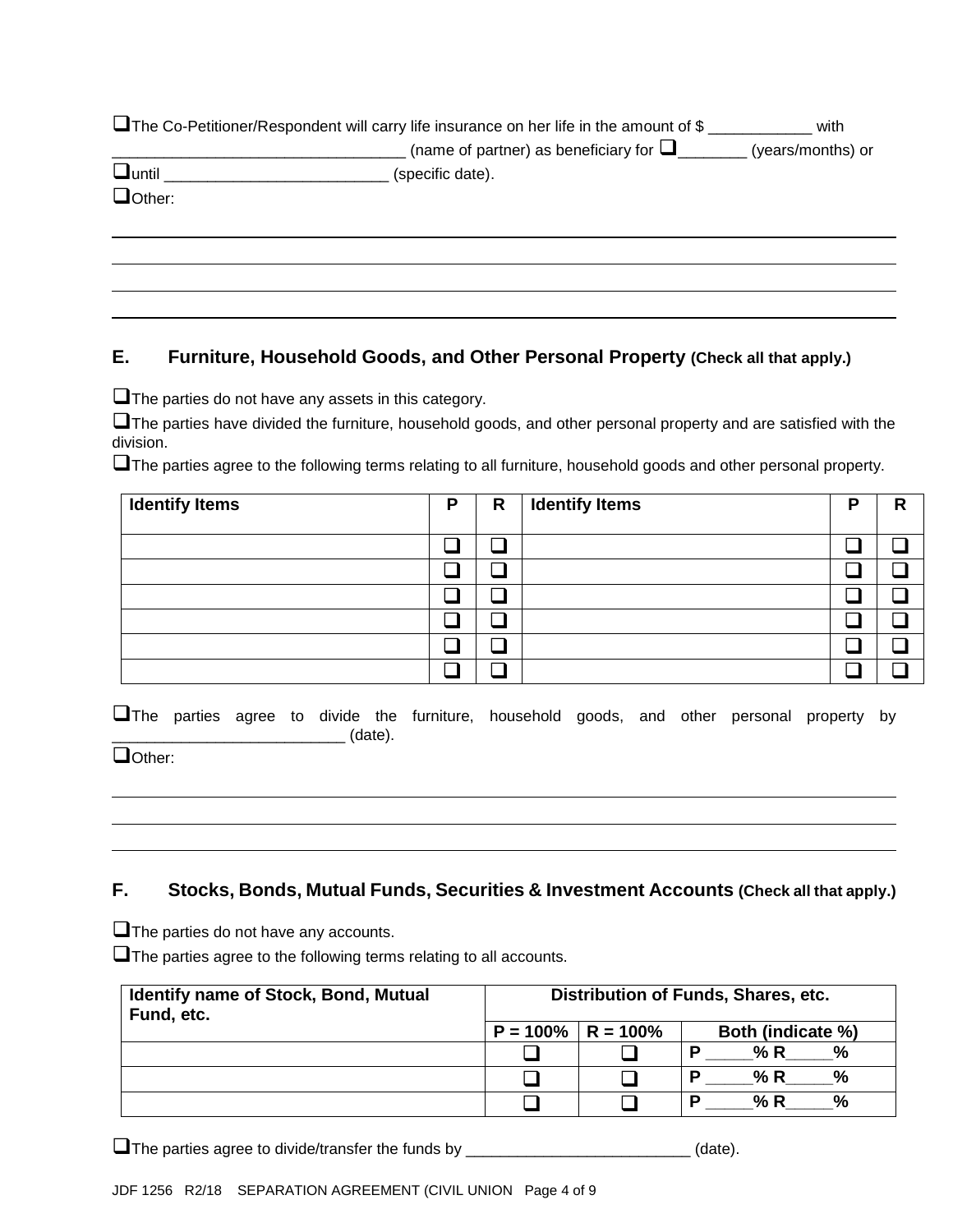❑The Co-Petitioner/Respondent will carry life insurance on her life in the amount of $ ____________ with __________________________________ (name of partner) as beneficiary for ❑________ (years/months) or ❑until _________________________ (specific date).

❑Other:

## E. Furniture, Household Goods, and Other Personal Property (Check all that apply.)

❑The parties do not have any assets in this category.

❑The parties have divided the furniture, household goods, and other personal property and are satisfied with the division.

❑The parties agree to the following terms relating to all furniture, household goods and other personal property.

| Identify Items | P | R | Identify Items | P | R |
|---|---|---|---|---|---|
| | ❑ | ❑ | | ❑ | ❑ |
| | ❑ | ❑ | | ❑ | ❑ |
| | ❑ | ❑ | | ❑ | ❑ |
| | ❑ | ❑ | | ❑ | ❑ |
| | ❑ | ❑ | | ❑ | ❑ |
| | ❑ | ❑ | | ❑ | ❑ |

❑The parties agree to divide the furniture, household goods, and other personal property by ___________________________ (date).

❑Other:

## F. Stocks, Bonds, Mutual Funds, Securities & Investment Accounts (Check all that apply.)

❑The parties do not have any accounts.

❑The parties agree to the following terms relating to all accounts.

| Identify name of Stock, Bond, Mutual Fund, etc. | Distribution of Funds, Shares, etc. | | |
|---|---|---|---|
| | P = 100% | R = 100% | Both (indicate %) |
| | ❑ | ❑ | P _____% R_____% |
| | ❑ | ❑ | P _____% R_____% |
| | ❑ | ❑ | P _____% R_____% |

❑The parties agree to divide/transfer the funds by __________________________ (date).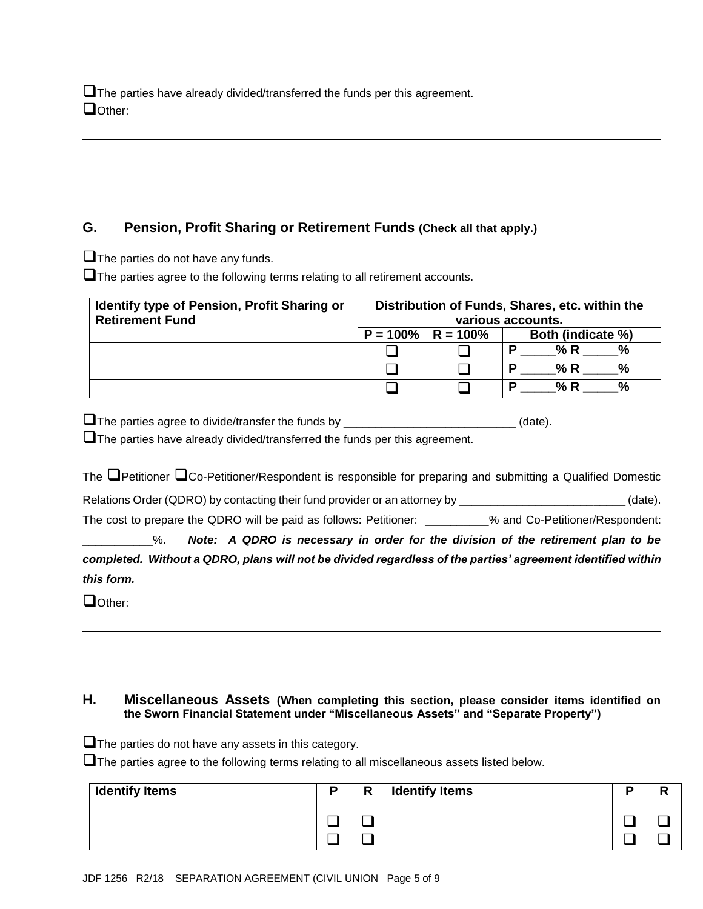❑The parties have already divided/transferred the funds per this agreement.

❑Other:

______________________________________________________________________________

______________________________________________________________________________

______________________________________________________________________________

______________________________________________________________________________

## G. Pension, Profit Sharing or Retirement Funds (Check all that apply.)

❑The parties do not have any funds.

❑The parties agree to the following terms relating to all retirement accounts.

| Identify type of Pension, Profit Sharing or Retirement Fund | Distribution of Funds, Shares, etc. within the various accounts. | | |
|---|---|---|---|
| | P = 100% | R = 100% | Both (indicate %) |
| | ❑ | ❑ | P _____% R _____% |
| | ❑ | ❑ | P _____% R _____% |
| | ❑ | ❑ | P _____% R _____% |

❑The parties agree to divide/transfer the funds by ___________________________ (date).

❑The parties have already divided/transferred the funds per this agreement.

The ❑Petitioner ❑Co-Petitioner/Respondent is responsible for preparing and submitting a Qualified Domestic Relations Order (QDRO) by contacting their fund provider or an attorney by __________________________ (date). The cost to prepare the QDRO will be paid as follows: Petitioner: __________% and Co-Petitioner/Respondent: ___________%. ***Note: A QDRO is necessary in order for the division of the retirement plan to be completed. Without a QDRO, plans will not be divided regardless of the parties' agreement identified within this form.***

❑Other:

______________________________________________________________________________

______________________________________________________________________________

______________________________________________________________________________

## H. Miscellaneous Assets (When completing this section, please consider items identified on the Sworn Financial Statement under "Miscellaneous Assets" and "Separate Property")

❑The parties do not have any assets in this category.

❑The parties agree to the following terms relating to all miscellaneous assets listed below.

| Identify Items | P | R | Identify Items | P | R |
|---|---|---|---|---|---|
| | ❑ | ❑ | | ❑ | ❑ |
| | ❑ | ❑ | | ❑ | ❑ |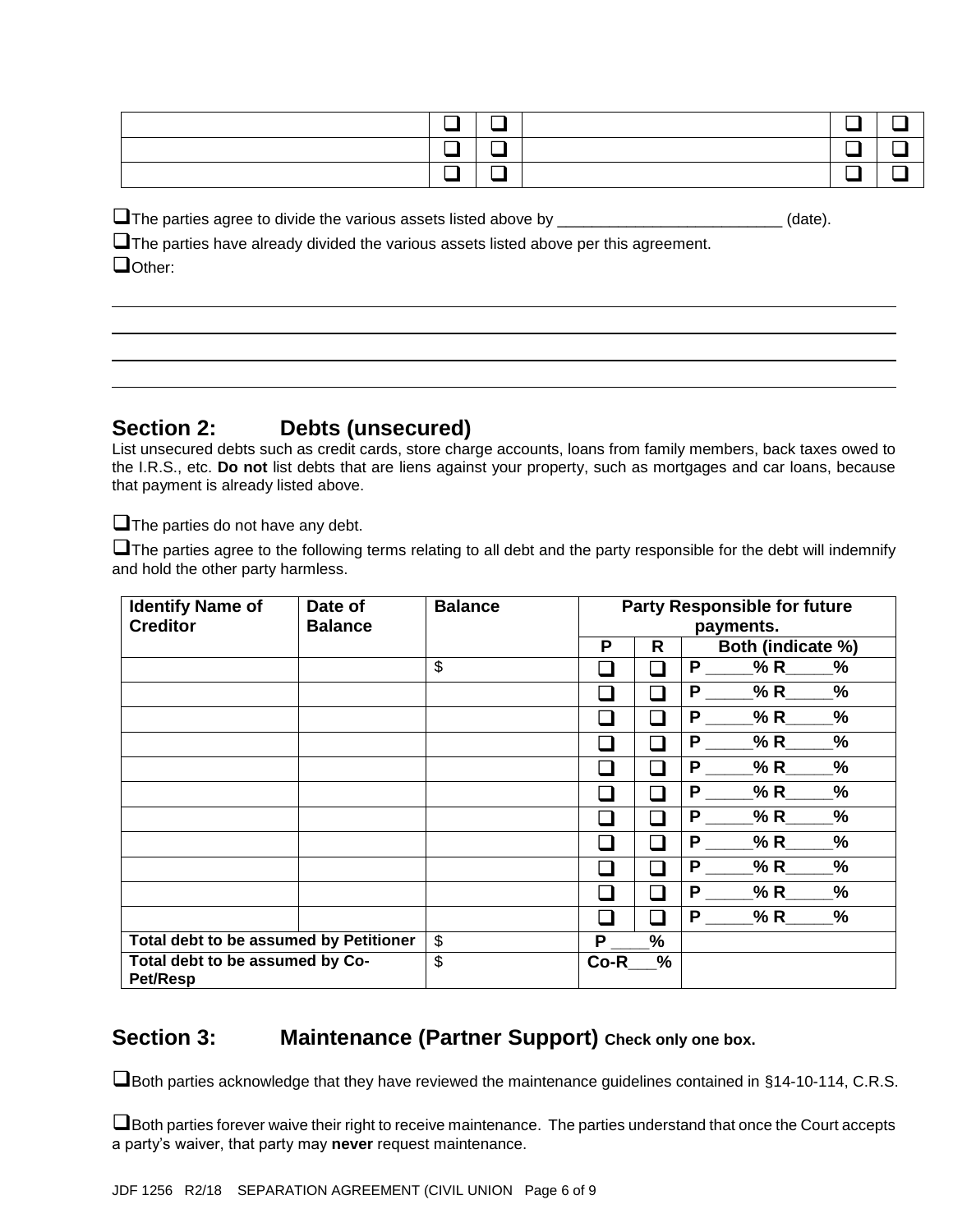| | ❑ | ❑ | | ❑ | ❑ |
|---|---|---|---|---|---|
| | ❑ | ❑ | | ❑ | ❑ |
| | ❑ | ❑ | | ❑ | ❑ |

❑The parties agree to divide the various assets listed above by __________________________ (date).

❑The parties have already divided the various assets listed above per this agreement.

❑Other:

______________________________________________________________________________

______________________________________________________________________________

______________________________________________________________________________

______________________________________________________________________________

## Section 2: Debts (unsecured)

List unsecured debts such as credit cards, store charge accounts, loans from family members, back taxes owed to the I.R.S., etc. **Do not** list debts that are liens against your property, such as mortgages and car loans, because that payment is already listed above.

❑The parties do not have any debt.

❑The parties agree to the following terms relating to all debt and the party responsible for the debt will indemnify and hold the other party harmless.

| **Identify Name of Creditor** | **Date of Balance** | **Balance** | **Party Responsible for future payments.** | | |
|---|---|---|---|---|---|
| | | | **P** | **R** | **Both (indicate %)** |
| | | $ | ❑ | ❑ | **P _____% R_____%** |
| | | | ❑ | ❑ | **P _____% R_____%** |
| | | | ❑ | ❑ | **P _____% R_____%** |
| | | | ❑ | ❑ | **P _____% R_____%** |
| | | | ❑ | ❑ | **P _____% R_____%** |
| | | | ❑ | ❑ | **P _____% R_____%** |
| | | | ❑ | ❑ | **P _____% R_____%** |
| | | | ❑ | ❑ | **P _____% R_____%** |
| | | | ❑ | ❑ | **P _____% R_____%** |
| | | | ❑ | ❑ | **P _____% R_____%** |
| | | | ❑ | ❑ | **P _____% R_____%** |
| **Total debt to be assumed by Petitioner** | | $ | **P ____%** | | |
| **Total debt to be assumed by Co-Pet/Resp** | | $ | **Co-R___%** | | |

## Section 3: Maintenance (Partner Support) Check only one box.

❑Both parties acknowledge that they have reviewed the maintenance guidelines contained in §14-10-114, C.R.S.

❑Both parties forever waive their right to receive maintenance. The parties understand that once the Court accepts a party's waiver, that party may **never** request maintenance.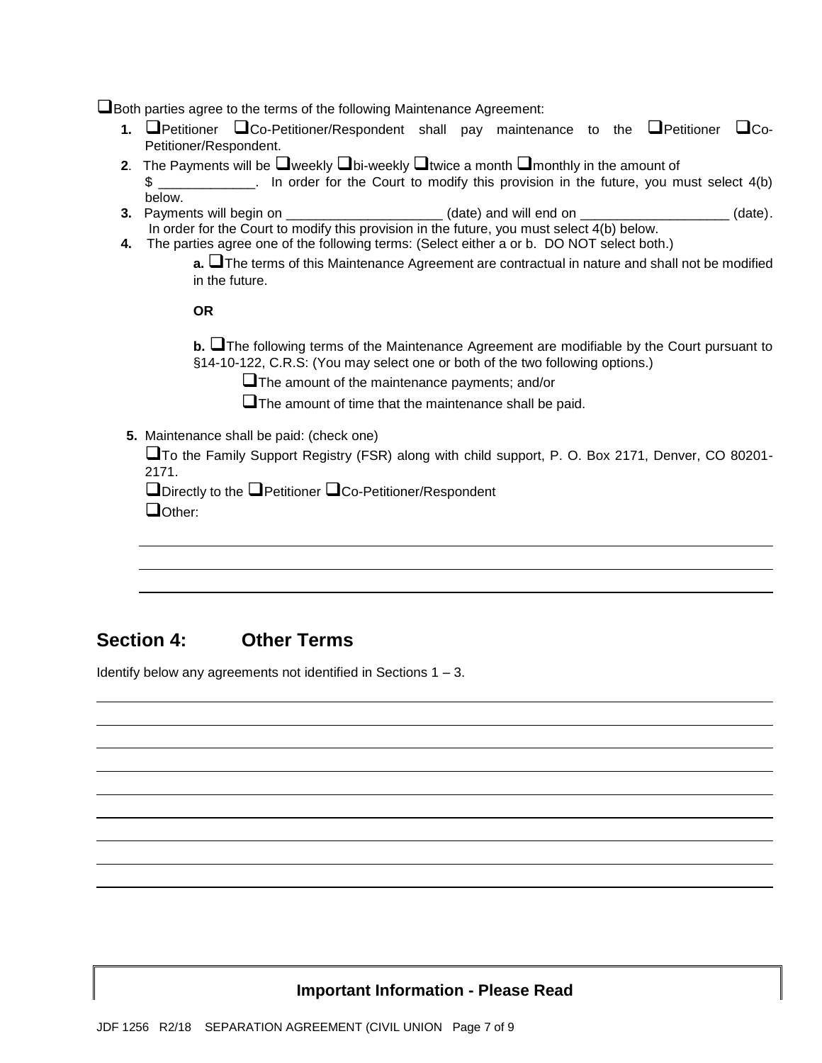☐Both parties agree to the terms of the following Maintenance Agreement:

1. ☐Petitioner ☐Co-Petitioner/Respondent shall pay maintenance to the ☐Petitioner ☐Co-Petitioner/Respondent.
2. The Payments will be ☐weekly ☐bi-weekly ☐twice a month ☐monthly in the amount of $ _____________. In order for the Court to modify this provision in the future, you must select 4(b) below.
3. Payments will begin on _____________________ (date) and will end on ____________________ (date). In order for the Court to modify this provision in the future, you must select 4(b) below.
4. The parties agree one of the following terms: (Select either a or b. DO NOT select both.)

   **a.** ☐The terms of this Maintenance Agreement are contractual in nature and shall not be modified in the future.

   **OR**

   **b.** ☐The following terms of the Maintenance Agreement are modifiable by the Court pursuant to §14-10-122, C.R.S: (You may select one or both of the two following options.)

   ☐The amount of the maintenance payments; and/or

   ☐The amount of time that the maintenance shall be paid.

5. Maintenance shall be paid: (check one)

   ☐To the Family Support Registry (FSR) along with child support, P. O. Box 2171, Denver, CO 80201-2171.

   ☐Directly to the ☐Petitioner ☐Co-Petitioner/Respondent

   ☐Other:

   ______________________________________________________________________________

   ______________________________________________________________________________

   ______________________________________________________________________________

## Section 4: Other Terms

Identify below any agreements not identified in Sections 1 – 3.

______________________________________________________________________________

______________________________________________________________________________

______________________________________________________________________________

______________________________________________________________________________

______________________________________________________________________________

______________________________________________________________________________

______________________________________________________________________________

______________________________________________________________________________

______________________________________________________________________________

**Important Information - Please Read**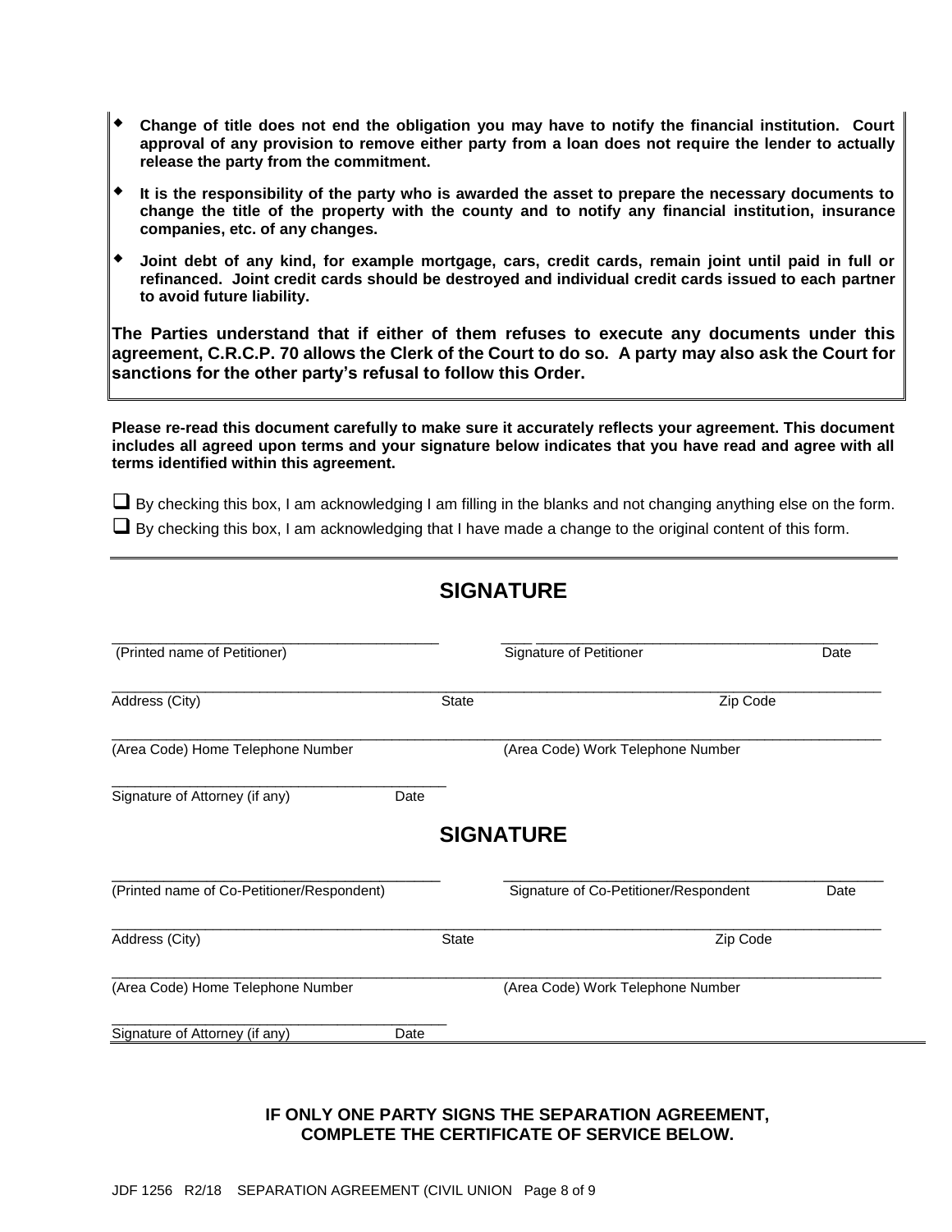- **Change of title does not end the obligation you may have to notify the financial institution. Court approval of any provision to remove either party from a loan does not require the lender to actually release the party from the commitment.**
- **It is the responsibility of the party who is awarded the asset to prepare the necessary documents to change the title of the property with the county and to notify any financial institution, insurance companies, etc. of any changes.**
- **Joint debt of any kind, for example mortgage, cars, credit cards, remain joint until paid in full or refinanced. Joint credit cards should be destroyed and individual credit cards issued to each partner to avoid future liability.**

**The Parties understand that if either of them refuses to execute any documents under this agreement, C.R.C.P. 70 allows the Clerk of the Court to do so. A party may also ask the Court for sanctions for the other party's refusal to follow this Order.**

**Please re-read this document carefully to make sure it accurately reflects your agreement. This document includes all agreed upon terms and your signature below indicates that you have read and agree with all terms identified within this agreement.**

☐ By checking this box, I am acknowledging I am filling in the blanks and not changing anything else on the form.

☐ By checking this box, I am acknowledging that I have made a change to the original content of this form.

## SIGNATURE

______________________________ ______________________________
(Printed name of Petitioner) Signature of Petitioner Date

______________________________________________________________
Address (City) State Zip Code

______________________________________________________________
(Area Code) Home Telephone Number (Area Code) Work Telephone Number

______________________________
Signature of Attorney (if any) Date

## SIGNATURE

______________________________ ______________________________
(Printed name of Co-Petitioner/Respondent) Signature of Co-Petitioner/Respondent Date

______________________________________________________________
Address (City) State Zip Code

______________________________________________________________
(Area Code) Home Telephone Number (Area Code) Work Telephone Number

______________________________
Signature of Attorney (if any) Date

**IF ONLY ONE PARTY SIGNS THE SEPARATION AGREEMENT, COMPLETE THE CERTIFICATE OF SERVICE BELOW.**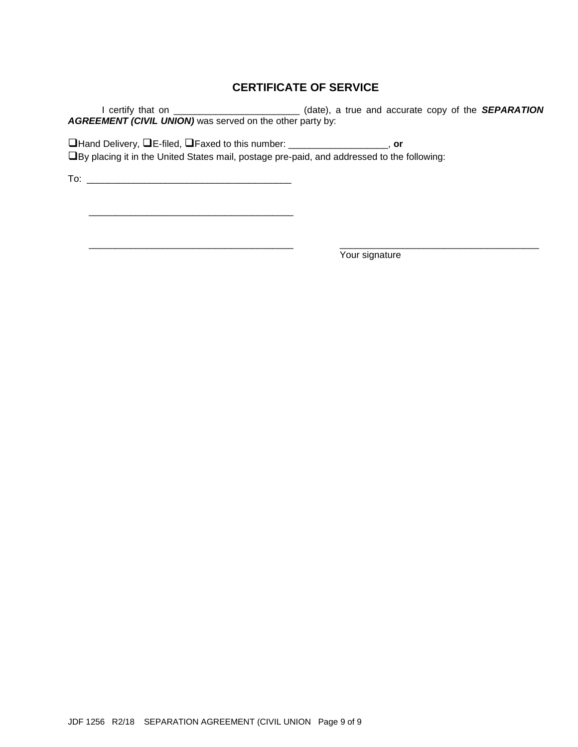## CERTIFICATE OF SERVICE

I certify that on ________________________ (date), a true and accurate copy of the ***SEPARATION AGREEMENT (CIVIL UNION)*** was served on the other party by:

❑Hand Delivery, ❑E-filed, ❑Faxed to this number: ___________________, **or**
❑By placing it in the United States mail, postage pre-paid, and addressed to the following:

To: ________________________________________

________________________________________

________________________________________

________________________________________
Your signature